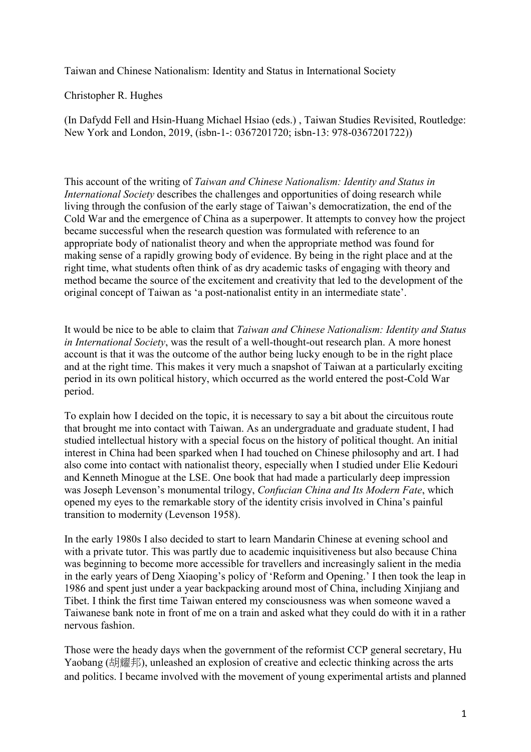Taiwan and Chinese Nationalism: Identity and Status in International Society

Christopher R. Hughes

(In Dafydd Fell and Hsin-Huang Michael Hsiao (eds.) , Taiwan Studies Revisited, Routledge: New York and London, 2019, (isbn-1-: 0367201720; isbn-13: 978-0367201722))

This account of the writing of *Taiwan and Chinese Nationalism: Identity and Status in International Society* describes the challenges and opportunities of doing research while living through the confusion of the early stage of Taiwan's democratization, the end of the Cold War and the emergence of China as a superpower. It attempts to convey how the project became successful when the research question was formulated with reference to an appropriate body of nationalist theory and when the appropriate method was found for making sense of a rapidly growing body of evidence. By being in the right place and at the right time, what students often think of as dry academic tasks of engaging with theory and method became the source of the excitement and creativity that led to the development of the original concept of Taiwan as 'a post-nationalist entity in an intermediate state'.

It would be nice to be able to claim that *Taiwan and Chinese Nationalism: Identity and Status in International Society*, was the result of a well-thought-out research plan. A more honest account is that it was the outcome of the author being lucky enough to be in the right place and at the right time. This makes it very much a snapshot of Taiwan at a particularly exciting period in its own political history, which occurred as the world entered the post-Cold War period.

To explain how I decided on the topic, it is necessary to say a bit about the circuitous route that brought me into contact with Taiwan. As an undergraduate and graduate student, I had studied intellectual history with a special focus on the history of political thought. An initial interest in China had been sparked when I had touched on Chinese philosophy and art. I had also come into contact with nationalist theory, especially when I studied under Elie Kedouri and Kenneth Minogue at the LSE. One book that had made a particularly deep impression was Joseph Levenson's monumental trilogy, *Confucian China and Its Modern Fate*, which opened my eyes to the remarkable story of the identity crisis involved in China's painful transition to modernity (Levenson 1958).

In the early 1980s I also decided to start to learn Mandarin Chinese at evening school and with a private tutor. This was partly due to academic inquisitiveness but also because China was beginning to become more accessible for travellers and increasingly salient in the media in the early years of Deng Xiaoping's policy of 'Reform and Opening.' I then took the leap in 1986 and spent just under a year backpacking around most of China, including Xinjiang and Tibet. I think the first time Taiwan entered my consciousness was when someone waved a Taiwanese bank note in front of me on a train and asked what they could do with it in a rather nervous fashion.

Those were the heady days when the government of the reformist CCP general secretary, Hu Yaobang (胡耀邦), unleashed an explosion of creative and eclectic thinking across the arts and politics. I became involved with the movement of young experimental artists and planned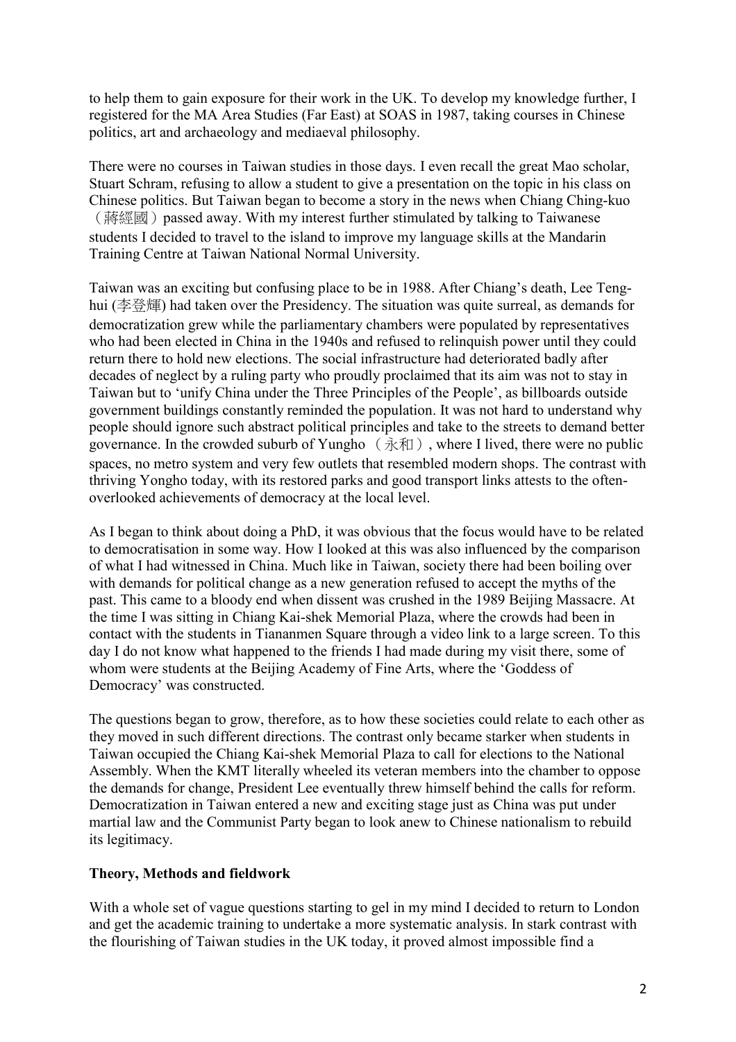to help them to gain exposure for their work in the UK. To develop my knowledge further, I registered for the MA Area Studies (Far East) at SOAS in 1987, taking courses in Chinese politics, art and archaeology and mediaeval philosophy.

There were no courses in Taiwan studies in those days. I even recall the great Mao scholar, Stuart Schram, refusing to allow a student to give a presentation on the topic in his class on Chinese politics. But Taiwan began to become a story in the news when Chiang Ching-kuo（蔣經國）passed away. With my interest further stimulated by talking to Taiwanese students I decided to travel to the island to improve my language skills at the Mandarin Training Centre at Taiwan National Normal University.

Taiwan was an exciting but confusing place to be in 1988. After Chiang's death, Lee Teng-hui (李登輝) had taken over the Presidency. The situation was quite surreal, as demands for democratization grew while the parliamentary chambers were populated by representatives who had been elected in China in the 1940s and refused to relinquish power until they could return there to hold new elections. The social infrastructure had deteriorated badly after decades of neglect by a ruling party who proudly proclaimed that its aim was not to stay in Taiwan but to 'unify China under the Three Principles of the People', as billboards outside government buildings constantly reminded the population. It was not hard to understand why people should ignore such abstract political principles and take to the streets to demand better governance. In the crowded suburb of Yungho（永和）, where I lived, there were no public spaces, no metro system and very few outlets that resembled modern shops. The contrast with thriving Yongho today, with its restored parks and good transport links attests to the often-overlooked achievements of democracy at the local level.

As I began to think about doing a PhD, it was obvious that the focus would have to be related to democratisation in some way. How I looked at this was also influenced by the comparison of what I had witnessed in China. Much like in Taiwan, society there had been boiling over with demands for political change as a new generation refused to accept the myths of the past. This came to a bloody end when dissent was crushed in the 1989 Beijing Massacre. At the time I was sitting in Chiang Kai-shek Memorial Plaza, where the crowds had been in contact with the students in Tiananmen Square through a video link to a large screen. To this day I do not know what happened to the friends I had made during my visit there, some of whom were students at the Beijing Academy of Fine Arts, where the 'Goddess of Democracy' was constructed.

The questions began to grow, therefore, as to how these societies could relate to each other as they moved in such different directions. The contrast only became starker when students in Taiwan occupied the Chiang Kai-shek Memorial Plaza to call for elections to the National Assembly. When the KMT literally wheeled its veteran members into the chamber to oppose the demands for change, President Lee eventually threw himself behind the calls for reform. Democratization in Taiwan entered a new and exciting stage just as China was put under martial law and the Communist Party began to look anew to Chinese nationalism to rebuild its legitimacy.

## Theory, Methods and fieldwork

With a whole set of vague questions starting to gel in my mind I decided to return to London and get the academic training to undertake a more systematic analysis. In stark contrast with the flourishing of Taiwan studies in the UK today, it proved almost impossible find a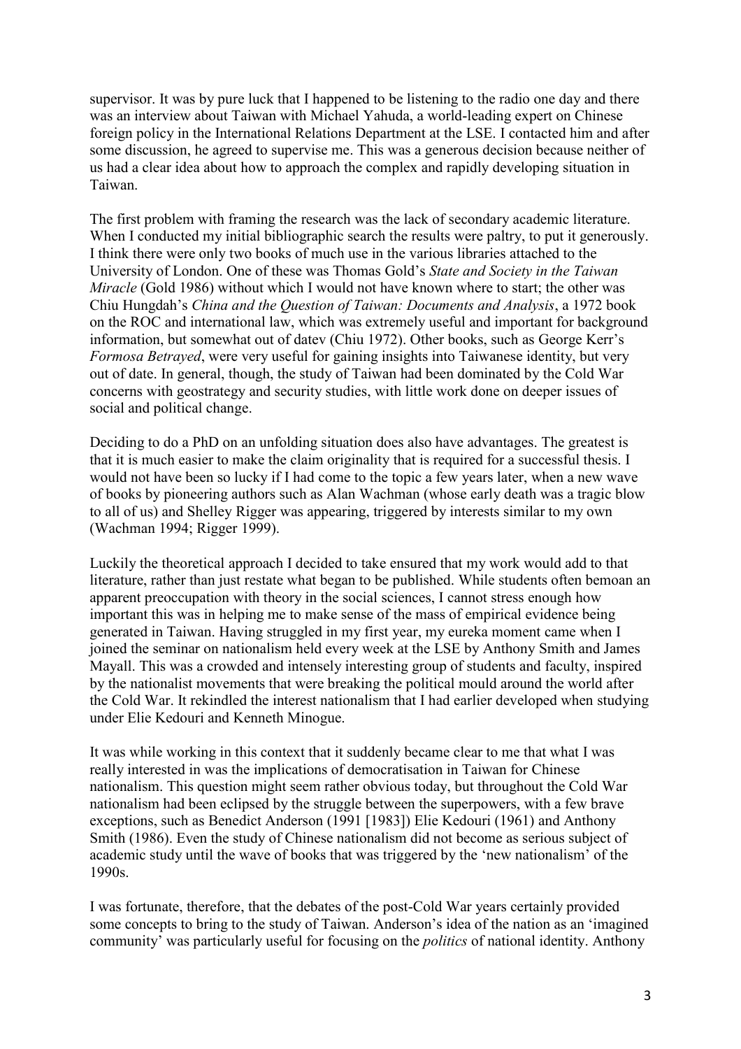supervisor. It was by pure luck that I happened to be listening to the radio one day and there was an interview about Taiwan with Michael Yahuda, a world-leading expert on Chinese foreign policy in the International Relations Department at the LSE. I contacted him and after some discussion, he agreed to supervise me. This was a generous decision because neither of us had a clear idea about how to approach the complex and rapidly developing situation in Taiwan.

The first problem with framing the research was the lack of secondary academic literature. When I conducted my initial bibliographic search the results were paltry, to put it generously. I think there were only two books of much use in the various libraries attached to the University of London. One of these was Thomas Gold's *State and Society in the Taiwan Miracle* (Gold 1986) without which I would not have known where to start; the other was Chiu Hungdah's *China and the Question of Taiwan: Documents and Analysis*, a 1972 book on the ROC and international law, which was extremely useful and important for background information, but somewhat out of datev (Chiu 1972). Other books, such as George Kerr's *Formosa Betrayed*, were very useful for gaining insights into Taiwanese identity, but very out of date. In general, though, the study of Taiwan had been dominated by the Cold War concerns with geostrategy and security studies, with little work done on deeper issues of social and political change.

Deciding to do a PhD on an unfolding situation does also have advantages. The greatest is that it is much easier to make the claim originality that is required for a successful thesis. I would not have been so lucky if I had come to the topic a few years later, when a new wave of books by pioneering authors such as Alan Wachman (whose early death was a tragic blow to all of us) and Shelley Rigger was appearing, triggered by interests similar to my own (Wachman 1994; Rigger 1999).

Luckily the theoretical approach I decided to take ensured that my work would add to that literature, rather than just restate what began to be published. While students often bemoan an apparent preoccupation with theory in the social sciences, I cannot stress enough how important this was in helping me to make sense of the mass of empirical evidence being generated in Taiwan. Having struggled in my first year, my eureka moment came when I joined the seminar on nationalism held every week at the LSE by Anthony Smith and James Mayall. This was a crowded and intensely interesting group of students and faculty, inspired by the nationalist movements that were breaking the political mould around the world after the Cold War. It rekindled the interest nationalism that I had earlier developed when studying under Elie Kedouri and Kenneth Minogue.

It was while working in this context that it suddenly became clear to me that what I was really interested in was the implications of democratisation in Taiwan for Chinese nationalism. This question might seem rather obvious today, but throughout the Cold War nationalism had been eclipsed by the struggle between the superpowers, with a few brave exceptions, such as Benedict Anderson (1991 [1983]) Elie Kedouri (1961) and Anthony Smith (1986). Even the study of Chinese nationalism did not become as serious subject of academic study until the wave of books that was triggered by the 'new nationalism' of the 1990s.

I was fortunate, therefore, that the debates of the post-Cold War years certainly provided some concepts to bring to the study of Taiwan. Anderson's idea of the nation as an 'imagined community' was particularly useful for focusing on the *politics* of national identity. Anthony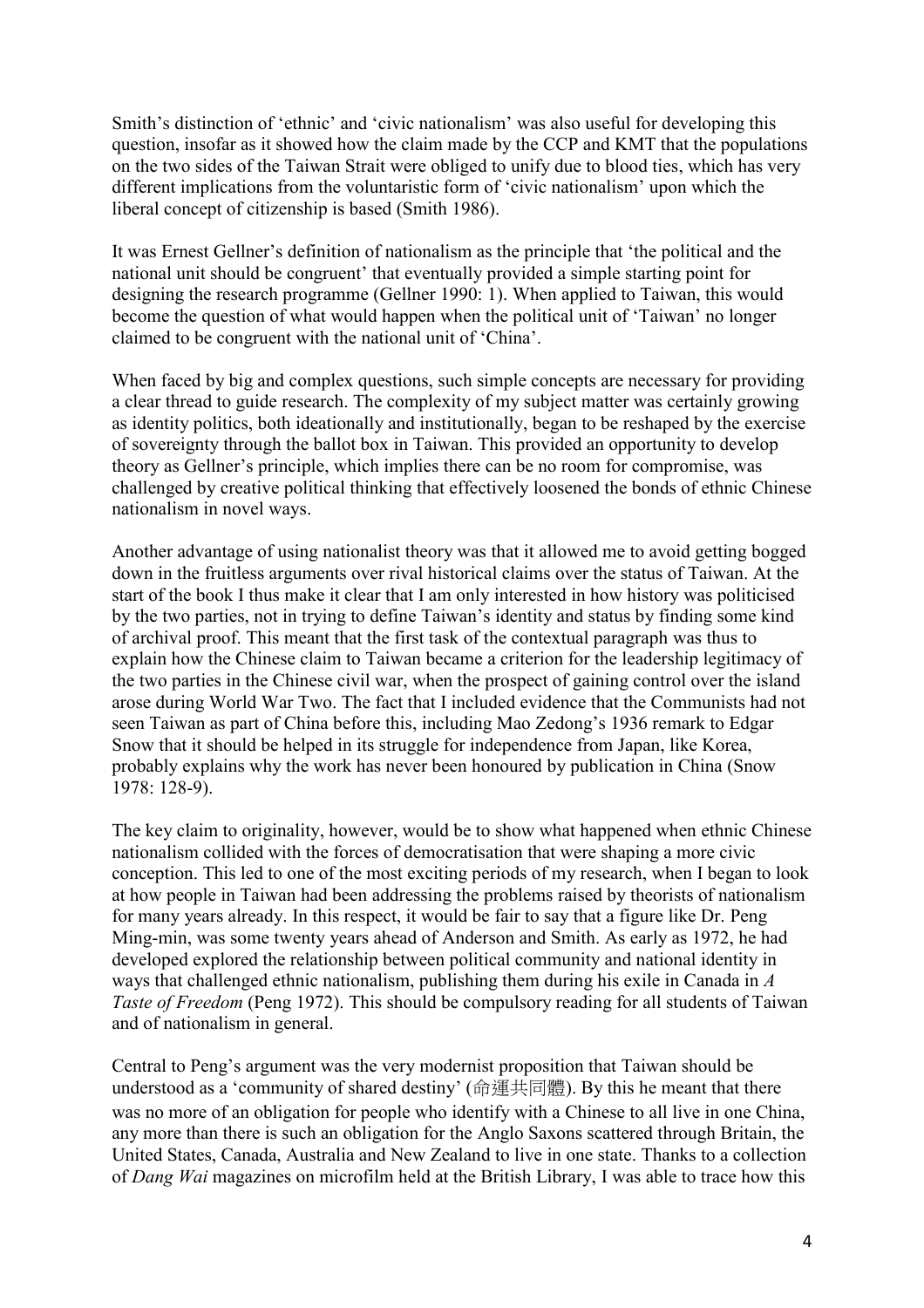Smith's distinction of 'ethnic' and 'civic nationalism' was also useful for developing this question, insofar as it showed how the claim made by the CCP and KMT that the populations on the two sides of the Taiwan Strait were obliged to unify due to blood ties, which has very different implications from the voluntaristic form of 'civic nationalism' upon which the liberal concept of citizenship is based (Smith 1986).

It was Ernest Gellner's definition of nationalism as the principle that 'the political and the national unit should be congruent' that eventually provided a simple starting point for designing the research programme (Gellner 1990: 1). When applied to Taiwan, this would become the question of what would happen when the political unit of 'Taiwan' no longer claimed to be congruent with the national unit of 'China'.

When faced by big and complex questions, such simple concepts are necessary for providing a clear thread to guide research. The complexity of my subject matter was certainly growing as identity politics, both ideationally and institutionally, began to be reshaped by the exercise of sovereignty through the ballot box in Taiwan. This provided an opportunity to develop theory as Gellner's principle, which implies there can be no room for compromise, was challenged by creative political thinking that effectively loosened the bonds of ethnic Chinese nationalism in novel ways.

Another advantage of using nationalist theory was that it allowed me to avoid getting bogged down in the fruitless arguments over rival historical claims over the status of Taiwan. At the start of the book I thus make it clear that I am only interested in how history was politicised by the two parties, not in trying to define Taiwan's identity and status by finding some kind of archival proof. This meant that the first task of the contextual paragraph was thus to explain how the Chinese claim to Taiwan became a criterion for the leadership legitimacy of the two parties in the Chinese civil war, when the prospect of gaining control over the island arose during World War Two. The fact that I included evidence that the Communists had not seen Taiwan as part of China before this, including Mao Zedong's 1936 remark to Edgar Snow that it should be helped in its struggle for independence from Japan, like Korea, probably explains why the work has never been honoured by publication in China (Snow 1978: 128-9).

The key claim to originality, however, would be to show what happened when ethnic Chinese nationalism collided with the forces of democratisation that were shaping a more civic conception. This led to one of the most exciting periods of my research, when I began to look at how people in Taiwan had been addressing the problems raised by theorists of nationalism for many years already. In this respect, it would be fair to say that a figure like Dr. Peng Ming-min, was some twenty years ahead of Anderson and Smith. As early as 1972, he had developed explored the relationship between political community and national identity in ways that challenged ethnic nationalism, publishing them during his exile in Canada in *A Taste of Freedom* (Peng 1972). This should be compulsory reading for all students of Taiwan and of nationalism in general.

Central to Peng's argument was the very modernist proposition that Taiwan should be understood as a 'community of shared destiny' (命運共同體). By this he meant that there was no more of an obligation for people who identify with a Chinese to all live in one China, any more than there is such an obligation for the Anglo Saxons scattered through Britain, the United States, Canada, Australia and New Zealand to live in one state. Thanks to a collection of *Dang Wai* magazines on microfilm held at the British Library, I was able to trace how this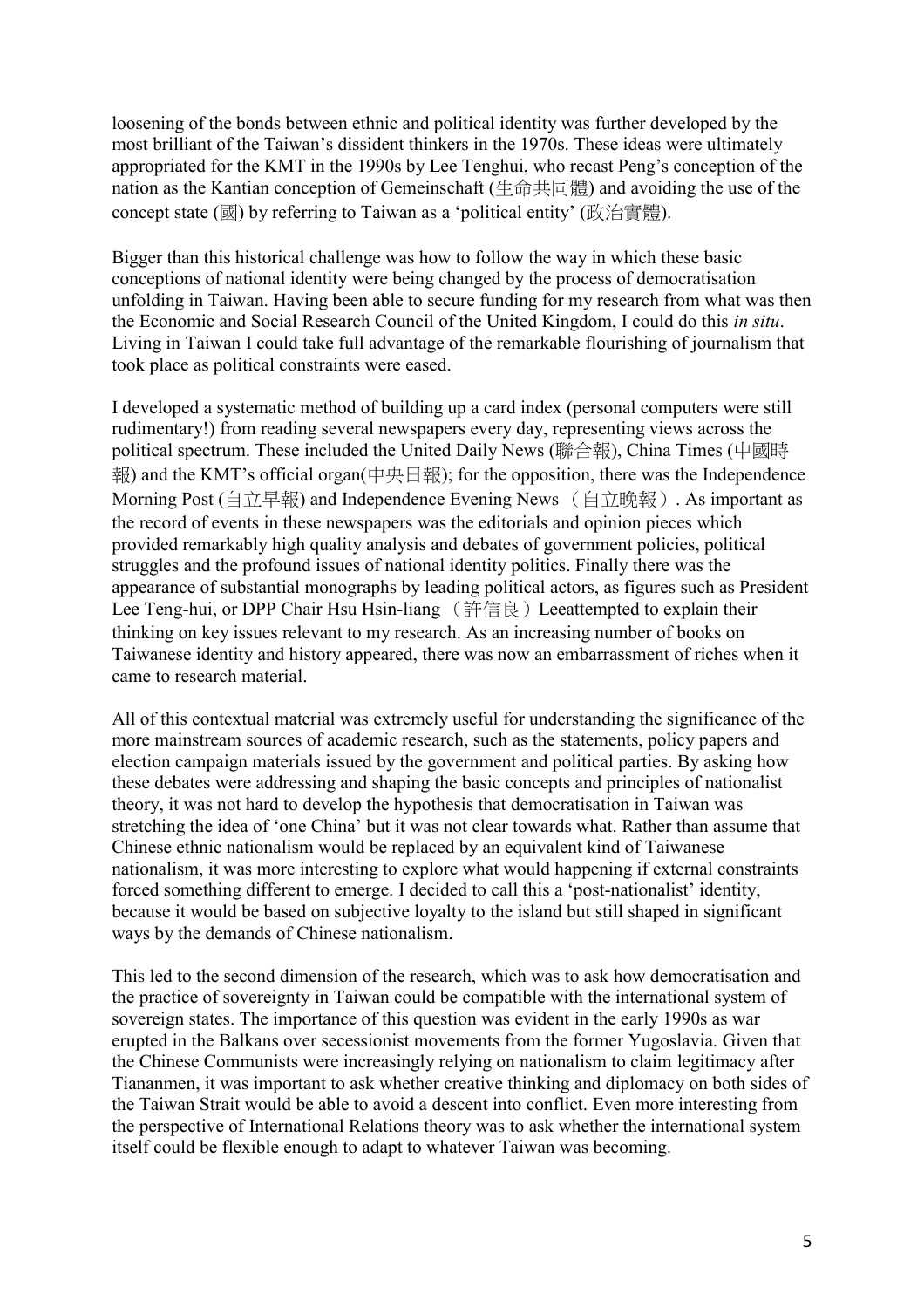loosening of the bonds between ethnic and political identity was further developed by the most brilliant of the Taiwan's dissident thinkers in the 1970s. These ideas were ultimately appropriated for the KMT in the 1990s by Lee Tenghui, who recast Peng's conception of the nation as the Kantian conception of Gemeinschaft (生命共同體) and avoiding the use of the concept state (國) by referring to Taiwan as a 'political entity' (政治實體).

Bigger than this historical challenge was how to follow the way in which these basic conceptions of national identity were being changed by the process of democratisation unfolding in Taiwan. Having been able to secure funding for my research from what was then the Economic and Social Research Council of the United Kingdom, I could do this *in situ*. Living in Taiwan I could take full advantage of the remarkable flourishing of journalism that took place as political constraints were eased.

I developed a systematic method of building up a card index (personal computers were still rudimentary!) from reading several newspapers every day, representing views across the political spectrum. These included the United Daily News (聯合報), China Times (中國時報) and the KMT's official organ(中央日報); for the opposition, there was the Independence Morning Post (自立早報) and Independence Evening News （自立晚報）. As important as the record of events in these newspapers was the editorials and opinion pieces which provided remarkably high quality analysis and debates of government policies, political struggles and the profound issues of national identity politics. Finally there was the appearance of substantial monographs by leading political actors, as figures such as President Lee Teng-hui, or DPP Chair Hsu Hsin-liang （許信良）Leeattempted to explain their thinking on key issues relevant to my research. As an increasing number of books on Taiwanese identity and history appeared, there was now an embarrassment of riches when it came to research material.

All of this contextual material was extremely useful for understanding the significance of the more mainstream sources of academic research, such as the statements, policy papers and election campaign materials issued by the government and political parties. By asking how these debates were addressing and shaping the basic concepts and principles of nationalist theory, it was not hard to develop the hypothesis that democratisation in Taiwan was stretching the idea of 'one China' but it was not clear towards what. Rather than assume that Chinese ethnic nationalism would be replaced by an equivalent kind of Taiwanese nationalism, it was more interesting to explore what would happening if external constraints forced something different to emerge. I decided to call this a 'post-nationalist' identity, because it would be based on subjective loyalty to the island but still shaped in significant ways by the demands of Chinese nationalism.

This led to the second dimension of the research, which was to ask how democratisation and the practice of sovereignty in Taiwan could be compatible with the international system of sovereign states. The importance of this question was evident in the early 1990s as war erupted in the Balkans over secessionist movements from the former Yugoslavia. Given that the Chinese Communists were increasingly relying on nationalism to claim legitimacy after Tiananmen, it was important to ask whether creative thinking and diplomacy on both sides of the Taiwan Strait would be able to avoid a descent into conflict. Even more interesting from the perspective of International Relations theory was to ask whether the international system itself could be flexible enough to adapt to whatever Taiwan was becoming.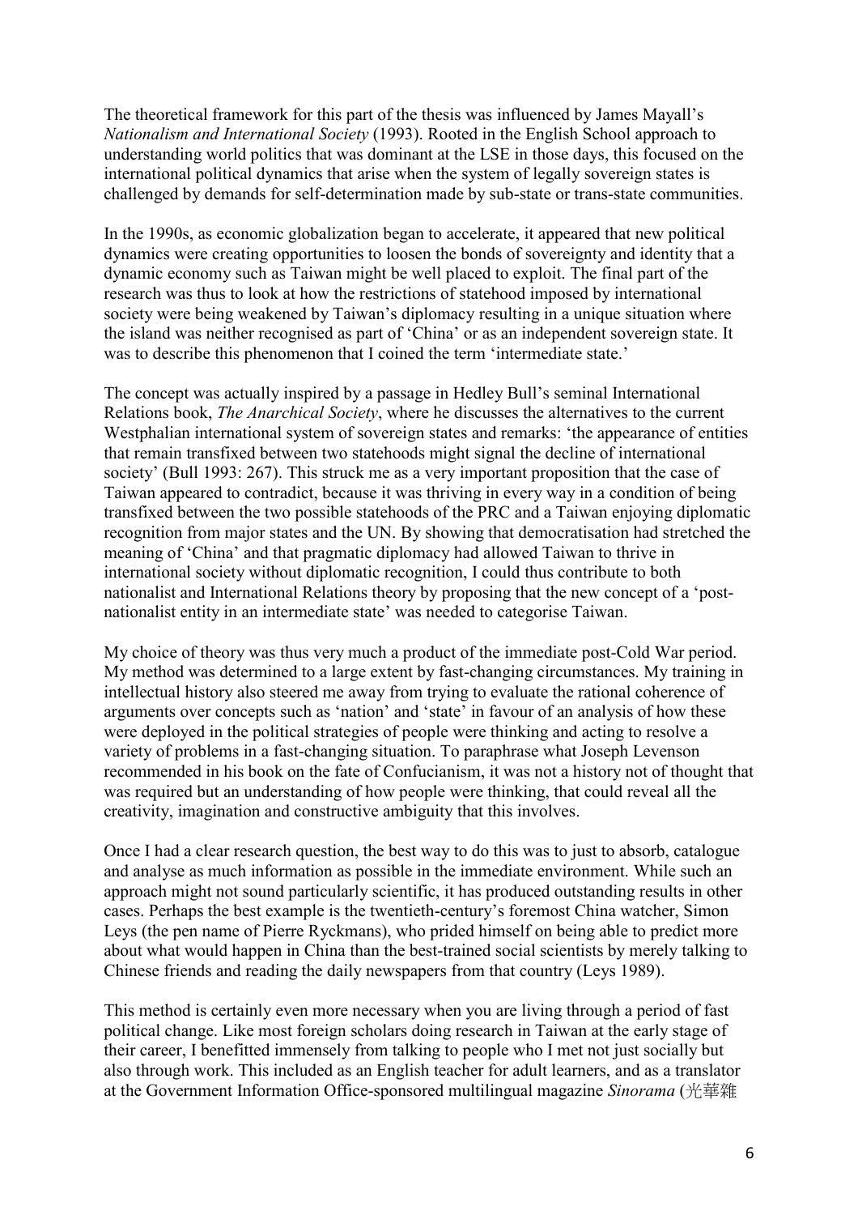The theoretical framework for this part of the thesis was influenced by James Mayall's *Nationalism and International Society* (1993). Rooted in the English School approach to understanding world politics that was dominant at the LSE in those days, this focused on the international political dynamics that arise when the system of legally sovereign states is challenged by demands for self-determination made by sub-state or trans-state communities.

In the 1990s, as economic globalization began to accelerate, it appeared that new political dynamics were creating opportunities to loosen the bonds of sovereignty and identity that a dynamic economy such as Taiwan might be well placed to exploit. The final part of the research was thus to look at how the restrictions of statehood imposed by international society were being weakened by Taiwan's diplomacy resulting in a unique situation where the island was neither recognised as part of 'China' or as an independent sovereign state. It was to describe this phenomenon that I coined the term 'intermediate state.'

The concept was actually inspired by a passage in Hedley Bull's seminal International Relations book, *The Anarchical Society*, where he discusses the alternatives to the current Westphalian international system of sovereign states and remarks: 'the appearance of entities that remain transfixed between two statehoods might signal the decline of international society' (Bull 1993: 267). This struck me as a very important proposition that the case of Taiwan appeared to contradict, because it was thriving in every way in a condition of being transfixed between the two possible statehoods of the PRC and a Taiwan enjoying diplomatic recognition from major states and the UN. By showing that democratisation had stretched the meaning of 'China' and that pragmatic diplomacy had allowed Taiwan to thrive in international society without diplomatic recognition, I could thus contribute to both nationalist and International Relations theory by proposing that the new concept of a 'post-nationalist entity in an intermediate state' was needed to categorise Taiwan.

My choice of theory was thus very much a product of the immediate post-Cold War period. My method was determined to a large extent by fast-changing circumstances. My training in intellectual history also steered me away from trying to evaluate the rational coherence of arguments over concepts such as 'nation' and 'state' in favour of an analysis of how these were deployed in the political strategies of people were thinking and acting to resolve a variety of problems in a fast-changing situation. To paraphrase what Joseph Levenson recommended in his book on the fate of Confucianism, it was not a history not of thought that was required but an understanding of how people were thinking, that could reveal all the creativity, imagination and constructive ambiguity that this involves.

Once I had a clear research question, the best way to do this was to just to absorb, catalogue and analyse as much information as possible in the immediate environment. While such an approach might not sound particularly scientific, it has produced outstanding results in other cases. Perhaps the best example is the twentieth-century's foremost China watcher, Simon Leys (the pen name of Pierre Ryckmans), who prided himself on being able to predict more about what would happen in China than the best-trained social scientists by merely talking to Chinese friends and reading the daily newspapers from that country (Leys 1989).

This method is certainly even more necessary when you are living through a period of fast political change. Like most foreign scholars doing research in Taiwan at the early stage of their career, I benefitted immensely from talking to people who I met not just socially but also through work. This included as an English teacher for adult learners, and as a translator at the Government Information Office-sponsored multilingual magazine *Sinorama* (光華雜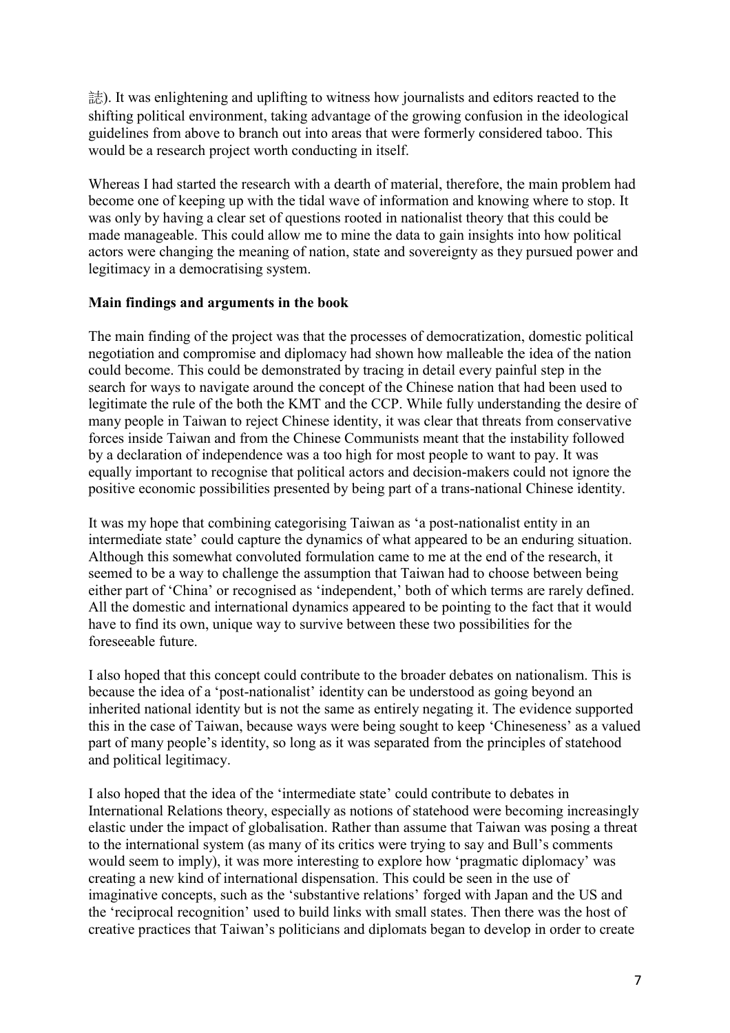誌). It was enlightening and uplifting to witness how journalists and editors reacted to the shifting political environment, taking advantage of the growing confusion in the ideological guidelines from above to branch out into areas that were formerly considered taboo. This would be a research project worth conducting in itself.

Whereas I had started the research with a dearth of material, therefore, the main problem had become one of keeping up with the tidal wave of information and knowing where to stop. It was only by having a clear set of questions rooted in nationalist theory that this could be made manageable. This could allow me to mine the data to gain insights into how political actors were changing the meaning of nation, state and sovereignty as they pursued power and legitimacy in a democratising system.

**Main findings and arguments in the book**

The main finding of the project was that the processes of democratization, domestic political negotiation and compromise and diplomacy had shown how malleable the idea of the nation could become. This could be demonstrated by tracing in detail every painful step in the search for ways to navigate around the concept of the Chinese nation that had been used to legitimate the rule of the both the KMT and the CCP. While fully understanding the desire of many people in Taiwan to reject Chinese identity, it was clear that threats from conservative forces inside Taiwan and from the Chinese Communists meant that the instability followed by a declaration of independence was a too high for most people to want to pay. It was equally important to recognise that political actors and decision-makers could not ignore the positive economic possibilities presented by being part of a trans-national Chinese identity.

It was my hope that combining categorising Taiwan as 'a post-nationalist entity in an intermediate state' could capture the dynamics of what appeared to be an enduring situation. Although this somewhat convoluted formulation came to me at the end of the research, it seemed to be a way to challenge the assumption that Taiwan had to choose between being either part of 'China' or recognised as 'independent,' both of which terms are rarely defined. All the domestic and international dynamics appeared to be pointing to the fact that it would have to find its own, unique way to survive between these two possibilities for the foreseeable future.

I also hoped that this concept could contribute to the broader debates on nationalism. This is because the idea of a 'post-nationalist' identity can be understood as going beyond an inherited national identity but is not the same as entirely negating it. The evidence supported this in the case of Taiwan, because ways were being sought to keep 'Chineseness' as a valued part of many people's identity, so long as it was separated from the principles of statehood and political legitimacy.

I also hoped that the idea of the 'intermediate state' could contribute to debates in International Relations theory, especially as notions of statehood were becoming increasingly elastic under the impact of globalisation. Rather than assume that Taiwan was posing a threat to the international system (as many of its critics were trying to say and Bull's comments would seem to imply), it was more interesting to explore how 'pragmatic diplomacy' was creating a new kind of international dispensation. This could be seen in the use of imaginative concepts, such as the 'substantive relations' forged with Japan and the US and the 'reciprocal recognition' used to build links with small states. Then there was the host of creative practices that Taiwan's politicians and diplomats began to develop in order to create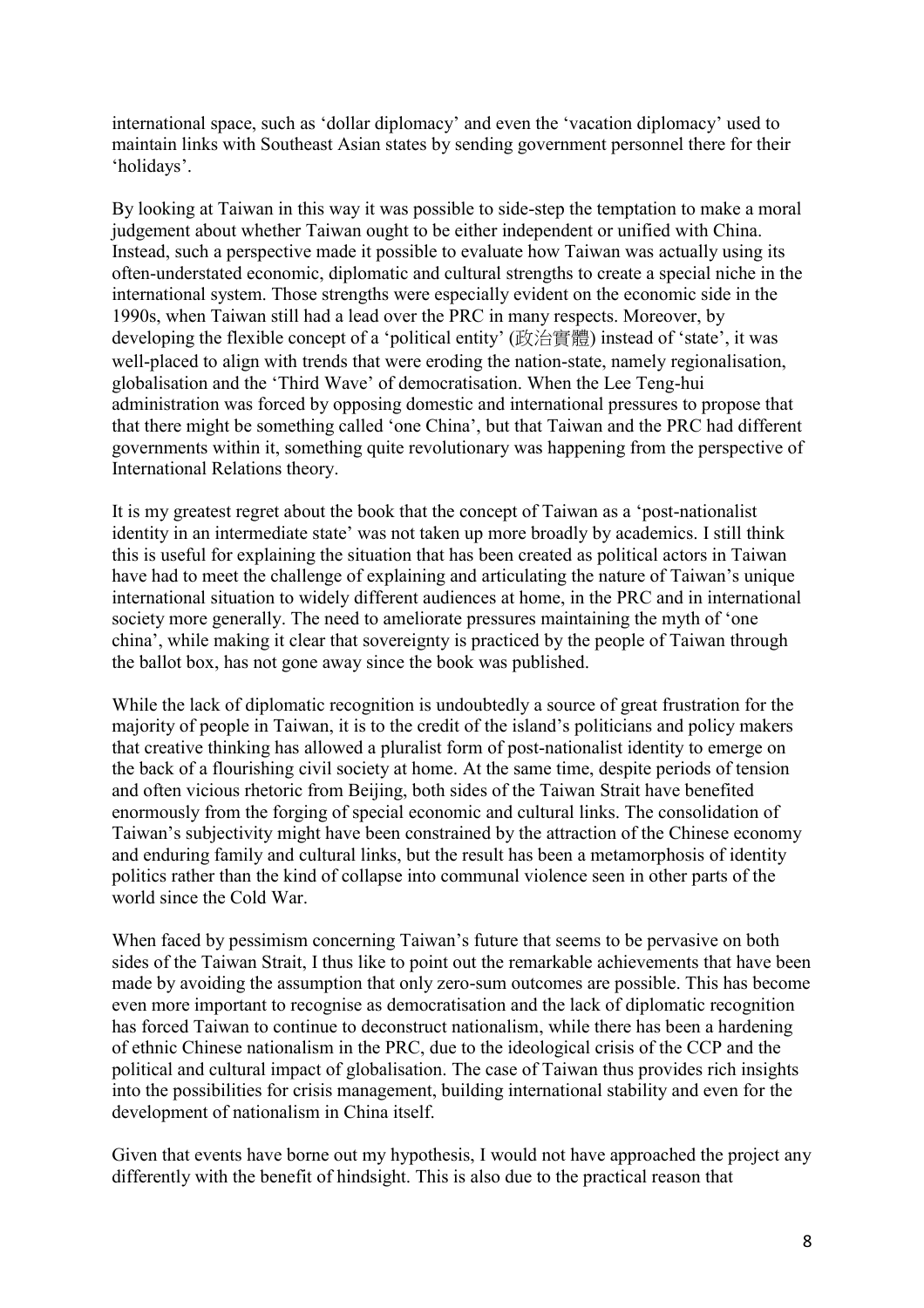international space, such as 'dollar diplomacy' and even the 'vacation diplomacy' used to maintain links with Southeast Asian states by sending government personnel there for their 'holidays'.

By looking at Taiwan in this way it was possible to side-step the temptation to make a moral judgement about whether Taiwan ought to be either independent or unified with China. Instead, such a perspective made it possible to evaluate how Taiwan was actually using its often-understated economic, diplomatic and cultural strengths to create a special niche in the international system. Those strengths were especially evident on the economic side in the 1990s, when Taiwan still had a lead over the PRC in many respects. Moreover, by developing the flexible concept of a 'political entity' (政治實體) instead of 'state', it was well-placed to align with trends that were eroding the nation-state, namely regionalisation, globalisation and the 'Third Wave' of democratisation. When the Lee Teng-hui administration was forced by opposing domestic and international pressures to propose that that there might be something called 'one China', but that Taiwan and the PRC had different governments within it, something quite revolutionary was happening from the perspective of International Relations theory.

It is my greatest regret about the book that the concept of Taiwan as a 'post-nationalist identity in an intermediate state' was not taken up more broadly by academics. I still think this is useful for explaining the situation that has been created as political actors in Taiwan have had to meet the challenge of explaining and articulating the nature of Taiwan's unique international situation to widely different audiences at home, in the PRC and in international society more generally. The need to ameliorate pressures maintaining the myth of 'one china', while making it clear that sovereignty is practiced by the people of Taiwan through the ballot box, has not gone away since the book was published.

While the lack of diplomatic recognition is undoubtedly a source of great frustration for the majority of people in Taiwan, it is to the credit of the island's politicians and policy makers that creative thinking has allowed a pluralist form of post-nationalist identity to emerge on the back of a flourishing civil society at home. At the same time, despite periods of tension and often vicious rhetoric from Beijing, both sides of the Taiwan Strait have benefited enormously from the forging of special economic and cultural links. The consolidation of Taiwan's subjectivity might have been constrained by the attraction of the Chinese economy and enduring family and cultural links, but the result has been a metamorphosis of identity politics rather than the kind of collapse into communal violence seen in other parts of the world since the Cold War.

When faced by pessimism concerning Taiwan's future that seems to be pervasive on both sides of the Taiwan Strait, I thus like to point out the remarkable achievements that have been made by avoiding the assumption that only zero-sum outcomes are possible. This has become even more important to recognise as democratisation and the lack of diplomatic recognition has forced Taiwan to continue to deconstruct nationalism, while there has been a hardening of ethnic Chinese nationalism in the PRC, due to the ideological crisis of the CCP and the political and cultural impact of globalisation. The case of Taiwan thus provides rich insights into the possibilities for crisis management, building international stability and even for the development of nationalism in China itself.

Given that events have borne out my hypothesis, I would not have approached the project any differently with the benefit of hindsight. This is also due to the practical reason that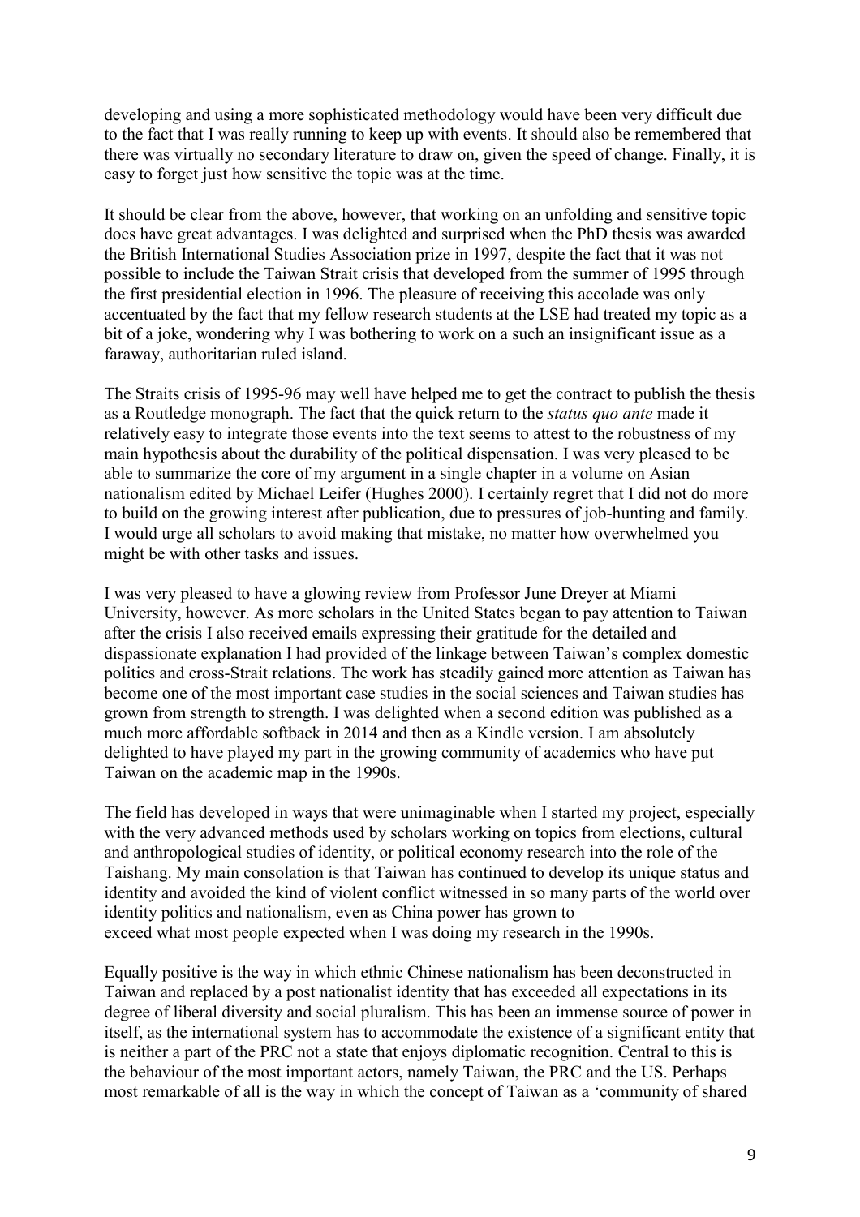developing and using a more sophisticated methodology would have been very difficult due to the fact that I was really running to keep up with events. It should also be remembered that there was virtually no secondary literature to draw on, given the speed of change. Finally, it is easy to forget just how sensitive the topic was at the time.

It should be clear from the above, however, that working on an unfolding and sensitive topic does have great advantages. I was delighted and surprised when the PhD thesis was awarded the British International Studies Association prize in 1997, despite the fact that it was not possible to include the Taiwan Strait crisis that developed from the summer of 1995 through the first presidential election in 1996. The pleasure of receiving this accolade was only accentuated by the fact that my fellow research students at the LSE had treated my topic as a bit of a joke, wondering why I was bothering to work on a such an insignificant issue as a faraway, authoritarian ruled island.

The Straits crisis of 1995-96 may well have helped me to get the contract to publish the thesis as a Routledge monograph. The fact that the quick return to the *status quo ante* made it relatively easy to integrate those events into the text seems to attest to the robustness of my main hypothesis about the durability of the political dispensation. I was very pleased to be able to summarize the core of my argument in a single chapter in a volume on Asian nationalism edited by Michael Leifer (Hughes 2000). I certainly regret that I did not do more to build on the growing interest after publication, due to pressures of job-hunting and family. I would urge all scholars to avoid making that mistake, no matter how overwhelmed you might be with other tasks and issues.

I was very pleased to have a glowing review from Professor June Dreyer at Miami University, however. As more scholars in the United States began to pay attention to Taiwan after the crisis I also received emails expressing their gratitude for the detailed and dispassionate explanation I had provided of the linkage between Taiwan's complex domestic politics and cross-Strait relations. The work has steadily gained more attention as Taiwan has become one of the most important case studies in the social sciences and Taiwan studies has grown from strength to strength. I was delighted when a second edition was published as a much more affordable softback in 2014 and then as a Kindle version. I am absolutely delighted to have played my part in the growing community of academics who have put Taiwan on the academic map in the 1990s.

The field has developed in ways that were unimaginable when I started my project, especially with the very advanced methods used by scholars working on topics from elections, cultural and anthropological studies of identity, or political economy research into the role of the Taishang. My main consolation is that Taiwan has continued to develop its unique status and identity and avoided the kind of violent conflict witnessed in so many parts of the world over identity politics and nationalism, even as China power has grown to exceed what most people expected when I was doing my research in the 1990s.

Equally positive is the way in which ethnic Chinese nationalism has been deconstructed in Taiwan and replaced by a post nationalist identity that has exceeded all expectations in its degree of liberal diversity and social pluralism. This has been an immense source of power in itself, as the international system has to accommodate the existence of a significant entity that is neither a part of the PRC not a state that enjoys diplomatic recognition. Central to this is the behaviour of the most important actors, namely Taiwan, the PRC and the US. Perhaps most remarkable of all is the way in which the concept of Taiwan as a 'community of shared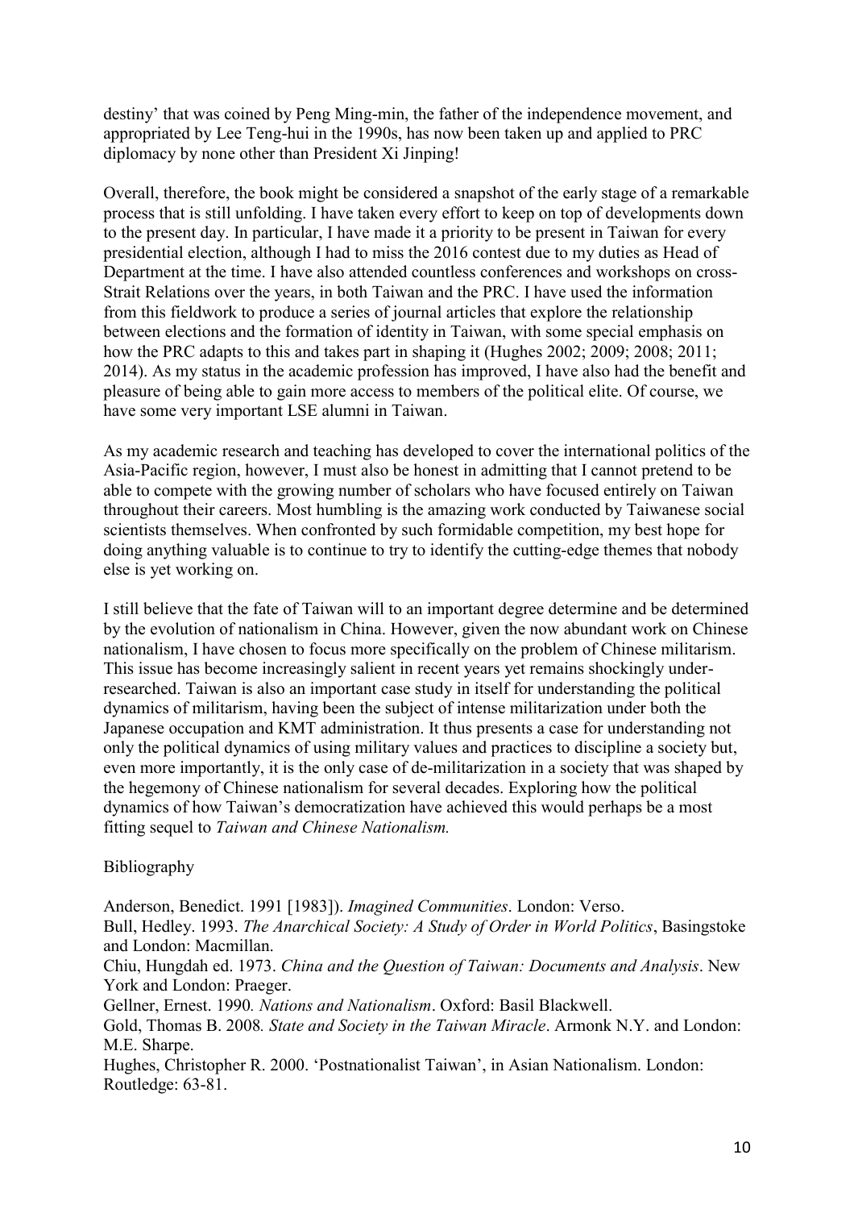destiny' that was coined by Peng Ming-min, the father of the independence movement, and appropriated by Lee Teng-hui in the 1990s, has now been taken up and applied to PRC diplomacy by none other than President Xi Jinping!

Overall, therefore, the book might be considered a snapshot of the early stage of a remarkable process that is still unfolding. I have taken every effort to keep on top of developments down to the present day. In particular, I have made it a priority to be present in Taiwan for every presidential election, although I had to miss the 2016 contest due to my duties as Head of Department at the time. I have also attended countless conferences and workshops on cross-Strait Relations over the years, in both Taiwan and the PRC. I have used the information from this fieldwork to produce a series of journal articles that explore the relationship between elections and the formation of identity in Taiwan, with some special emphasis on how the PRC adapts to this and takes part in shaping it (Hughes 2002; 2009; 2008; 2011; 2014). As my status in the academic profession has improved, I have also had the benefit and pleasure of being able to gain more access to members of the political elite. Of course, we have some very important LSE alumni in Taiwan.

As my academic research and teaching has developed to cover the international politics of the Asia-Pacific region, however, I must also be honest in admitting that I cannot pretend to be able to compete with the growing number of scholars who have focused entirely on Taiwan throughout their careers. Most humbling is the amazing work conducted by Taiwanese social scientists themselves. When confronted by such formidable competition, my best hope for doing anything valuable is to continue to try to identify the cutting-edge themes that nobody else is yet working on.

I still believe that the fate of Taiwan will to an important degree determine and be determined by the evolution of nationalism in China. However, given the now abundant work on Chinese nationalism, I have chosen to focus more specifically on the problem of Chinese militarism. This issue has become increasingly salient in recent years yet remains shockingly under-researched. Taiwan is also an important case study in itself for understanding the political dynamics of militarism, having been the subject of intense militarization under both the Japanese occupation and KMT administration. It thus presents a case for understanding not only the political dynamics of using military values and practices to discipline a society but, even more importantly, it is the only case of de-militarization in a society that was shaped by the hegemony of Chinese nationalism for several decades. Exploring how the political dynamics of how Taiwan's democratization have achieved this would perhaps be a most fitting sequel to *Taiwan and Chinese Nationalism.*

## Bibliography

Anderson, Benedict. 1991 [1983]). *Imagined Communities*. London: Verso.

Bull, Hedley. 1993. *The Anarchical Society: A Study of Order in World Politics*, Basingstoke and London: Macmillan.

Chiu, Hungdah ed. 1973. *China and the Question of Taiwan: Documents and Analysis*. New York and London: Praeger.

Gellner, Ernest. 1990*. Nations and Nationalism*. Oxford: Basil Blackwell.

Gold, Thomas B. 2008*. State and Society in the Taiwan Miracle*. Armonk N.Y. and London: M.E. Sharpe.

Hughes, Christopher R. 2000. 'Postnationalist Taiwan', in Asian Nationalism. London: Routledge: 63-81.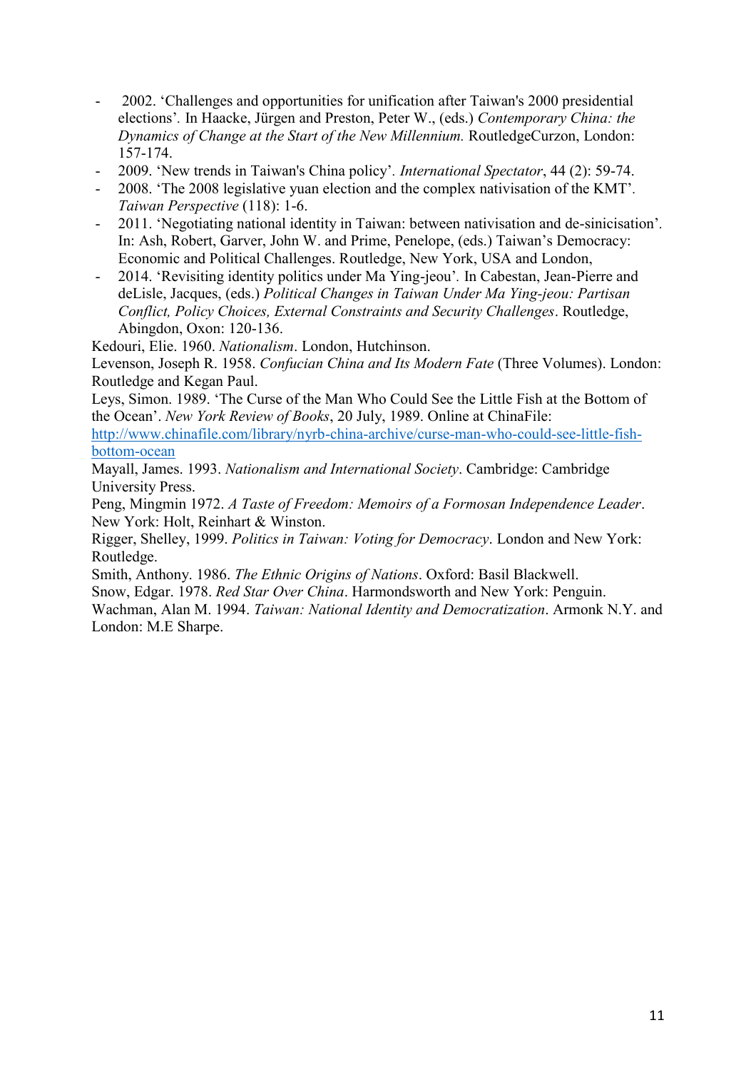- 2002. 'Challenges and opportunities for unification after Taiwan's 2000 presidential elections'. In Haacke, Jürgen and Preston, Peter W., (eds.) *Contemporary China: the Dynamics of Change at the Start of the New Millennium.* RoutledgeCurzon, London: 157-174.
- 2009. 'New trends in Taiwan's China policy'. *International Spectator*, 44 (2): 59-74.
- 2008. 'The 2008 legislative yuan election and the complex nativisation of the KMT'. *Taiwan Perspective* (118): 1-6.
- 2011. 'Negotiating national identity in Taiwan: between nativisation and de-sinicisation'. In: Ash, Robert, Garver, John W. and Prime, Penelope, (eds.) Taiwan's Democracy: Economic and Political Challenges. Routledge, New York, USA and London,
- 2014. 'Revisiting identity politics under Ma Ying-jeou'. In Cabestan, Jean-Pierre and deLisle, Jacques, (eds.) *Political Changes in Taiwan Under Ma Ying-jeou: Partisan Conflict, Policy Choices, External Constraints and Security Challenges*. Routledge, Abingdon, Oxon: 120-136.

Kedouri, Elie. 1960. *Nationalism*. London, Hutchinson.

Levenson, Joseph R. 1958. *Confucian China and Its Modern Fate* (Three Volumes). London: Routledge and Kegan Paul.

Leys, Simon. 1989. 'The Curse of the Man Who Could See the Little Fish at the Bottom of the Ocean'. *New York Review of Books*, 20 July, 1989. Online at ChinaFile: http://www.chinafile.com/library/nyrb-china-archive/curse-man-who-could-see-little-fish-bottom-ocean

Mayall, James. 1993. *Nationalism and International Society*. Cambridge: Cambridge University Press.

Peng, Mingmin 1972. *A Taste of Freedom: Memoirs of a Formosan Independence Leader*. New York: Holt, Reinhart & Winston.

Rigger, Shelley, 1999. *Politics in Taiwan: Voting for Democracy*. London and New York: Routledge.

Smith, Anthony. 1986. *The Ethnic Origins of Nations*. Oxford: Basil Blackwell.

Snow, Edgar. 1978. *Red Star Over China*. Harmondsworth and New York: Penguin.

Wachman, Alan M. 1994. *Taiwan: National Identity and Democratization*. Armonk N.Y. and London: M.E Sharpe.